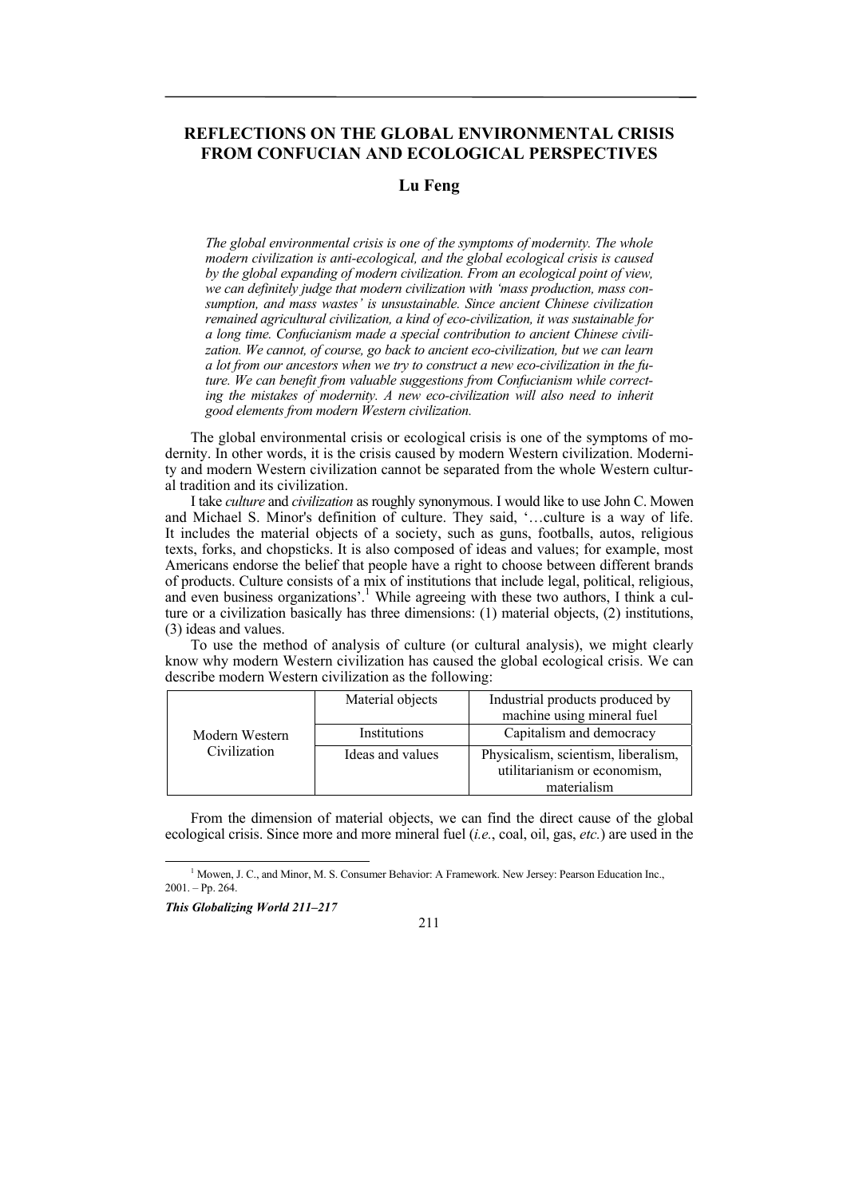# REFLECTIONS ON THE GLOBAL ENVIRONMENTAL CRISIS FROM CONFUCIAN AND ECOLOGICAL PERSPECTIVES

## Lu Feng

*The global environmental crisis is one of the symptoms of modernity. The whole modern civilization is anti-ecological, and the global ecological crisis is caused by the global expanding of modern civilization. From an ecological point of view, we can definitely judge that modern civilization with 'mass production, mass consumption, and mass wastes' is unsustainable. Since ancient Chinese civilization remained agricultural civilization, a kind of eco-civilization, it was sustainable for a long time. Confucianism made a special contribution to ancient Chinese civilization. We cannot, of course, go back to ancient eco-civilization, but we can learn a lot from our ancestors when we try to construct a new eco-civilization in the future. We can benefit from valuable suggestions from Confucianism while correcting the mistakes of modernity. A new eco-civilization will also need to inherit good elements from modern Western civilization.*

The global environmental crisis or ecological crisis is one of the symptoms of modernity. In other words, it is the crisis caused by modern Western civilization. Modernity and modern Western civilization cannot be separated from the whole Western cultural tradition and its civilization.

I take *culture* and *civilization* as roughly synonymous. I would like to use John C. Mowen and Michael S. Minor's definition of culture. They said, '…culture is a way of life. It includes the material objects of a society, such as guns, footballs, autos, religious texts, forks, and chopsticks. It is also composed of ideas and values; for example, most Americans endorse the belief that people have a right to choose between different brands of products. Culture consists of a mix of institutions that include legal, political, religious, and even business organizations'.[1] While agreeing with these two authors, I think a culture or a civilization basically has three dimensions: (1) material objects, (2) institutions, (3) ideas and values.

To use the method of analysis of culture (or cultural analysis), we might clearly know why modern Western civilization has caused the global ecological crisis. We can describe modern Western civilization as the following:

| | | |
|---|---|---|
| Modern Western Civilization | Material objects | Industrial products produced by machine using mineral fuel |
| | Institutions | Capitalism and democracy |
| | Ideas and values | Physicalism, scientism, liberalism, utilitarianism or economism, materialism |

From the dimension of material objects, we can find the direct cause of the global ecological crisis. Since more and more mineral fuel (*i.e.*, coal, oil, gas, *etc.*) are used in the

[1] Mowen, J. C., and Minor, M. S. Consumer Behavior: A Framework. New Jersey: Pearson Education Inc., 2001. – Pp. 264.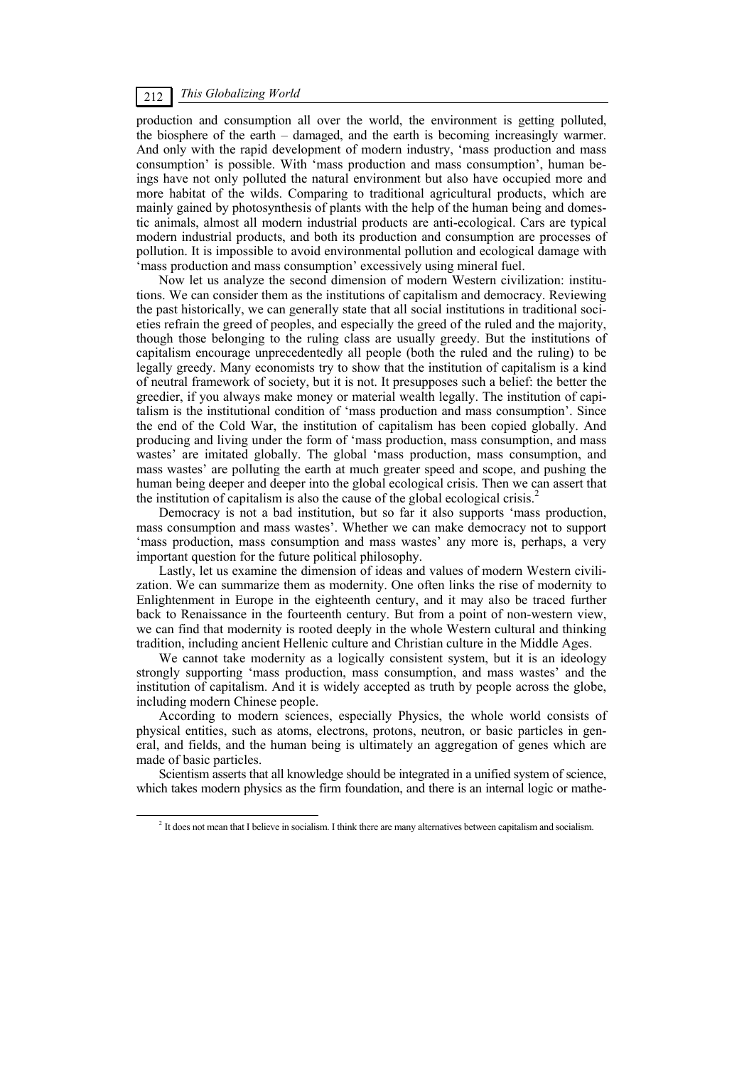production and consumption all over the world, the environment is getting polluted, the biosphere of the earth – damaged, and the earth is becoming increasingly warmer. And only with the rapid development of modern industry, 'mass production and mass consumption' is possible. With 'mass production and mass consumption', human beings have not only polluted the natural environment but also have occupied more and more habitat of the wilds. Comparing to traditional agricultural products, which are mainly gained by photosynthesis of plants with the help of the human being and domestic animals, almost all modern industrial products are anti-ecological. Cars are typical modern industrial products, and both its production and consumption are processes of pollution. It is impossible to avoid environmental pollution and ecological damage with 'mass production and mass consumption' excessively using mineral fuel.

Now let us analyze the second dimension of modern Western civilization: institutions. We can consider them as the institutions of capitalism and democracy. Reviewing the past historically, we can generally state that all social institutions in traditional societies refrain the greed of peoples, and especially the greed of the ruled and the majority, though those belonging to the ruling class are usually greedy. But the institutions of capitalism encourage unprecedentedly all people (both the ruled and the ruling) to be legally greedy. Many economists try to show that the institution of capitalism is a kind of neutral framework of society, but it is not. It presupposes such a belief: the better the greedier, if you always make money or material wealth legally. The institution of capitalism is the institutional condition of 'mass production and mass consumption'. Since the end of the Cold War, the institution of capitalism has been copied globally. And producing and living under the form of 'mass production, mass consumption, and mass wastes' are imitated globally. The global 'mass production, mass consumption, and mass wastes' are polluting the earth at much greater speed and scope, and pushing the human being deeper and deeper into the global ecological crisis. Then we can assert that the institution of capitalism is also the cause of the global ecological crisis.[2]

Democracy is not a bad institution, but so far it also supports 'mass production, mass consumption and mass wastes'. Whether we can make democracy not to support 'mass production, mass consumption and mass wastes' any more is, perhaps, a very important question for the future political philosophy.

Lastly, let us examine the dimension of ideas and values of modern Western civilization. We can summarize them as modernity. One often links the rise of modernity to Enlightenment in Europe in the eighteenth century, and it may also be traced further back to Renaissance in the fourteenth century. But from a point of non-western view, we can find that modernity is rooted deeply in the whole Western cultural and thinking tradition, including ancient Hellenic culture and Christian culture in the Middle Ages.

We cannot take modernity as a logically consistent system, but it is an ideology strongly supporting 'mass production, mass consumption, and mass wastes' and the institution of capitalism. And it is widely accepted as truth by people across the globe, including modern Chinese people.

According to modern sciences, especially Physics, the whole world consists of physical entities, such as atoms, electrons, protons, neutron, or basic particles in general, and fields, and the human being is ultimately an aggregation of genes which are made of basic particles.

Scientism asserts that all knowledge should be integrated in a unified system of science, which takes modern physics as the firm foundation, and there is an internal logic or mathe-

[2] It does not mean that I believe in socialism. I think there are many alternatives between capitalism and socialism.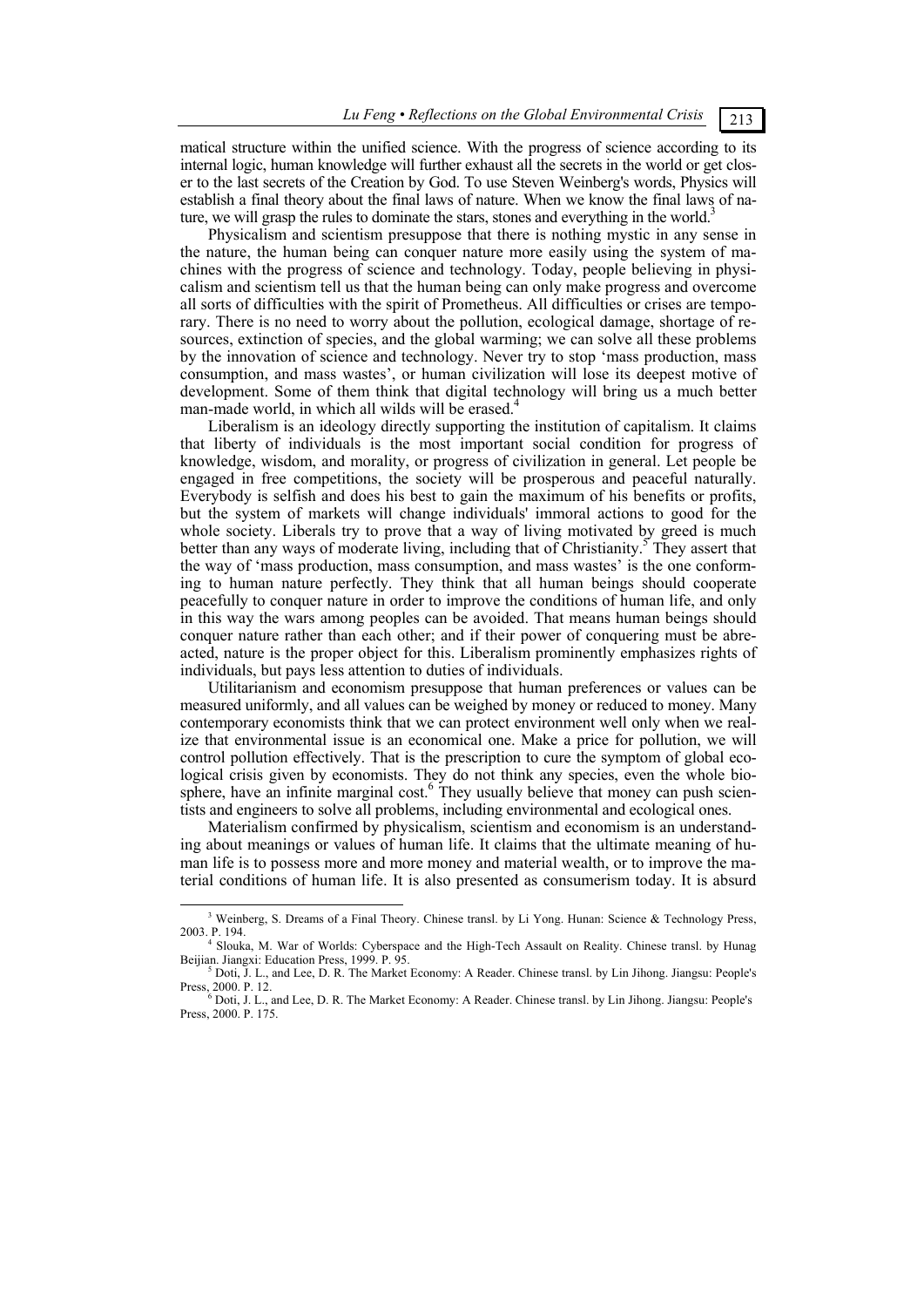matical structure within the unified science. With the progress of science according to its internal logic, human knowledge will further exhaust all the secrets in the world or get closer to the last secrets of the Creation by God. To use Steven Weinberg's words, Physics will establish a final theory about the final laws of nature. When we know the final laws of nature, we will grasp the rules to dominate the stars, stones and everything in the world.[3]

Physicalism and scientism presuppose that there is nothing mystic in any sense in the nature, the human being can conquer nature more easily using the system of machines with the progress of science and technology. Today, people believing in physicalism and scientism tell us that the human being can only make progress and overcome all sorts of difficulties with the spirit of Prometheus. All difficulties or crises are temporary. There is no need to worry about the pollution, ecological damage, shortage of resources, extinction of species, and the global warming; we can solve all these problems by the innovation of science and technology. Never try to stop 'mass production, mass consumption, and mass wastes', or human civilization will lose its deepest motive of development. Some of them think that digital technology will bring us a much better man-made world, in which all wilds will be erased.[4]

Liberalism is an ideology directly supporting the institution of capitalism. It claims that liberty of individuals is the most important social condition for progress of knowledge, wisdom, and morality, or progress of civilization in general. Let people be engaged in free competitions, the society will be prosperous and peaceful naturally. Everybody is selfish and does his best to gain the maximum of his benefits or profits, but the system of markets will change individuals' immoral actions to good for the whole society. Liberals try to prove that a way of living motivated by greed is much better than any ways of moderate living, including that of Christianity.[5] They assert that the way of 'mass production, mass consumption, and mass wastes' is the one conforming to human nature perfectly. They think that all human beings should cooperate peacefully to conquer nature in order to improve the conditions of human life, and only in this way the wars among peoples can be avoided. That means human beings should conquer nature rather than each other; and if their power of conquering must be abreacted, nature is the proper object for this. Liberalism prominently emphasizes rights of individuals, but pays less attention to duties of individuals.

Utilitarianism and economism presuppose that human preferences or values can be measured uniformly, and all values can be weighed by money or reduced to money. Many contemporary economists think that we can protect environment well only when we realize that environmental issue is an economical one. Make a price for pollution, we will control pollution effectively. That is the prescription to cure the symptom of global ecological crisis given by economists. They do not think any species, even the whole biosphere, have an infinite marginal cost.[6] They usually believe that money can push scientists and engineers to solve all problems, including environmental and ecological ones.

Materialism confirmed by physicalism, scientism and economism is an understanding about meanings or values of human life. It claims that the ultimate meaning of human life is to possess more and more money and material wealth, or to improve the material conditions of human life. It is also presented as consumerism today. It is absurd

---

[3] Weinberg, S. Dreams of a Final Theory. Chinese transl. by Li Yong. Hunan: Science & Technology Press, 2003. P. 194.

[4] Slouka, M. War of Worlds: Cyberspace and the High-Tech Assault on Reality. Chinese transl. by Hunag Beijian. Jiangxi: Education Press, 1999. P. 95.

[5] Doti, J. L., and Lee, D. R. The Market Economy: A Reader. Chinese transl. by Lin Jihong. Jiangsu: People's Press, 2000. P. 12.

[6] Doti, J. L., and Lee, D. R. The Market Economy: A Reader. Chinese transl. by Lin Jihong. Jiangsu: People's Press, 2000. P. 175.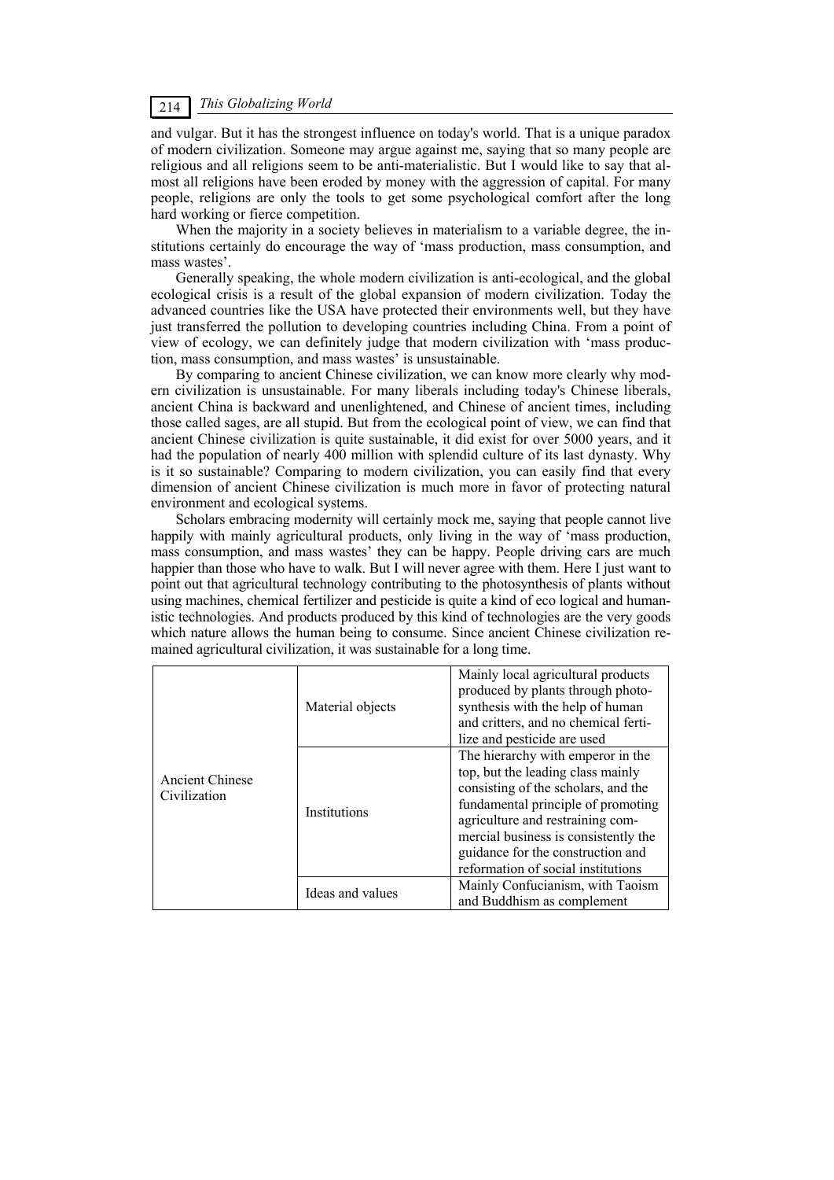and vulgar. But it has the strongest influence on today's world. That is a unique paradox of modern civilization. Someone may argue against me, saying that so many people are religious and all religions seem to be anti-materialistic. But I would like to say that almost all religions have been eroded by money with the aggression of capital. For many people, religions are only the tools to get some psychological comfort after the long hard working or fierce competition.

When the majority in a society believes in materialism to a variable degree, the institutions certainly do encourage the way of 'mass production, mass consumption, and mass wastes'.

Generally speaking, the whole modern civilization is anti-ecological, and the global ecological crisis is a result of the global expansion of modern civilization. Today the advanced countries like the USA have protected their environments well, but they have just transferred the pollution to developing countries including China. From a point of view of ecology, we can definitely judge that modern civilization with 'mass production, mass consumption, and mass wastes' is unsustainable.

By comparing to ancient Chinese civilization, we can know more clearly why modern civilization is unsustainable. For many liberals including today's Chinese liberals, ancient China is backward and unenlightened, and Chinese of ancient times, including those called sages, are all stupid. But from the ecological point of view, we can find that ancient Chinese civilization is quite sustainable, it did exist for over 5000 years, and it had the population of nearly 400 million with splendid culture of its last dynasty. Why is it so sustainable? Comparing to modern civilization, you can easily find that every dimension of ancient Chinese civilization is much more in favor of protecting natural environment and ecological systems.

Scholars embracing modernity will certainly mock me, saying that people cannot live happily with mainly agricultural products, only living in the way of 'mass production, mass consumption, and mass wastes' they can be happy. People driving cars are much happier than those who have to walk. But I will never agree with them. Here I just want to point out that agricultural technology contributing to the photosynthesis of plants without using machines, chemical fertilizer and pesticide is quite a kind of eco logical and humanistic technologies. And products produced by this kind of technologies are the very goods which nature allows the human being to consume. Since ancient Chinese civilization remained agricultural civilization, it was sustainable for a long time.

| | | |
|---|---|---|
| Ancient Chinese Civilization | Material objects | Mainly local agricultural products produced by plants through photosynthesis with the help of human and critters, and no chemical fertilize and pesticide are used |
| | Institutions | The hierarchy with emperor in the top, but the leading class mainly consisting of the scholars, and the fundamental principle of promoting agriculture and restraining commercial business is consistently the guidance for the construction and reformation of social institutions |
| | Ideas and values | Mainly Confucianism, with Taoism and Buddhism as complement |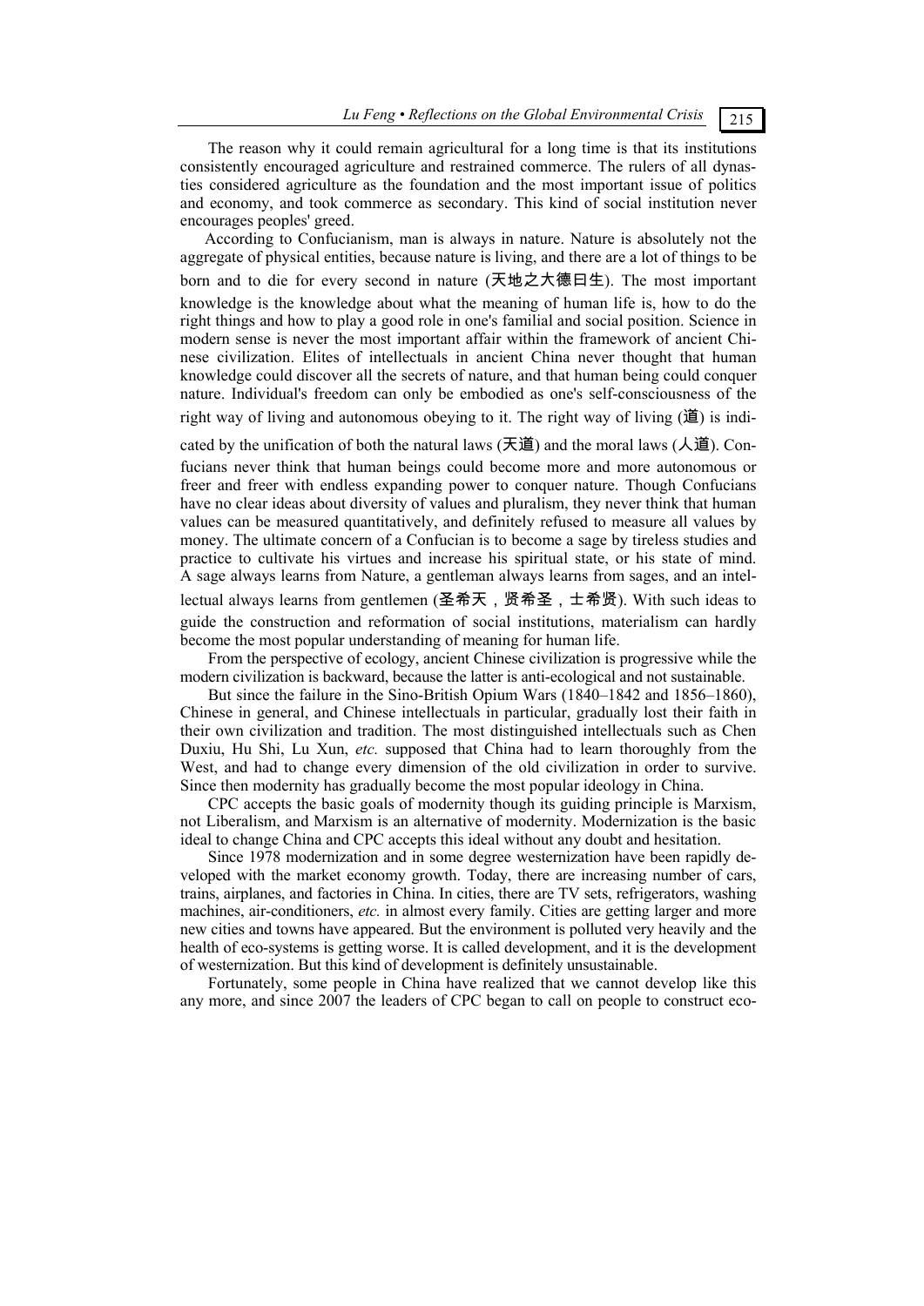The reason why it could remain agricultural for a long time is that its institutions consistently encouraged agriculture and restrained commerce. The rulers of all dynasties considered agriculture as the foundation and the most important issue of politics and economy, and took commerce as secondary. This kind of social institution never encourages peoples' greed.

According to Confucianism, man is always in nature. Nature is absolutely not the aggregate of physical entities, because nature is living, and there are a lot of things to be born and to die for every second in nature (天地之大德曰生). The most important knowledge is the knowledge about what the meaning of human life is, how to do the right things and how to play a good role in one's familial and social position. Science in modern sense is never the most important affair within the framework of ancient Chinese civilization. Elites of intellectuals in ancient China never thought that human knowledge could discover all the secrets of nature, and that human being could conquer nature. Individual's freedom can only be embodied as one's self-consciousness of the right way of living and autonomous obeying to it. The right way of living (道) is indicated by the unification of both the natural laws (天道) and the moral laws (人道). Confucians never think that human beings could become more and more autonomous or freer and freer with endless expanding power to conquer nature. Though Confucians have no clear ideas about diversity of values and pluralism, they never think that human values can be measured quantitatively, and definitely refused to measure all values by money. The ultimate concern of a Confucian is to become a sage by tireless studies and practice to cultivate his virtues and increase his spiritual state, or his state of mind. A sage always learns from Nature, a gentleman always learns from sages, and an intellectual always learns from gentlemen (圣希天，贤希圣，士希贤). With such ideas to guide the construction and reformation of social institutions, materialism can hardly become the most popular understanding of meaning for human life.

From the perspective of ecology, ancient Chinese civilization is progressive while the modern civilization is backward, because the latter is anti-ecological and not sustainable.

But since the failure in the Sino-British Opium Wars (1840–1842 and 1856–1860), Chinese in general, and Chinese intellectuals in particular, gradually lost their faith in their own civilization and tradition. The most distinguished intellectuals such as Chen Duxiu, Hu Shi, Lu Xun, *etc.* supposed that China had to learn thoroughly from the West, and had to change every dimension of the old civilization in order to survive. Since then modernity has gradually become the most popular ideology in China.

CPC accepts the basic goals of modernity though its guiding principle is Marxism, not Liberalism, and Marxism is an alternative of modernity. Modernization is the basic ideal to change China and CPC accepts this ideal without any doubt and hesitation.

Since 1978 modernization and in some degree westernization have been rapidly developed with the market economy growth. Today, there are increasing number of cars, trains, airplanes, and factories in China. In cities, there are TV sets, refrigerators, washing machines, air-conditioners, *etc.* in almost every family. Cities are getting larger and more new cities and towns have appeared. But the environment is polluted very heavily and the health of eco-systems is getting worse. It is called development, and it is the development of westernization. But this kind of development is definitely unsustainable.

Fortunately, some people in China have realized that we cannot develop like this any more, and since 2007 the leaders of CPC began to call on people to construct eco-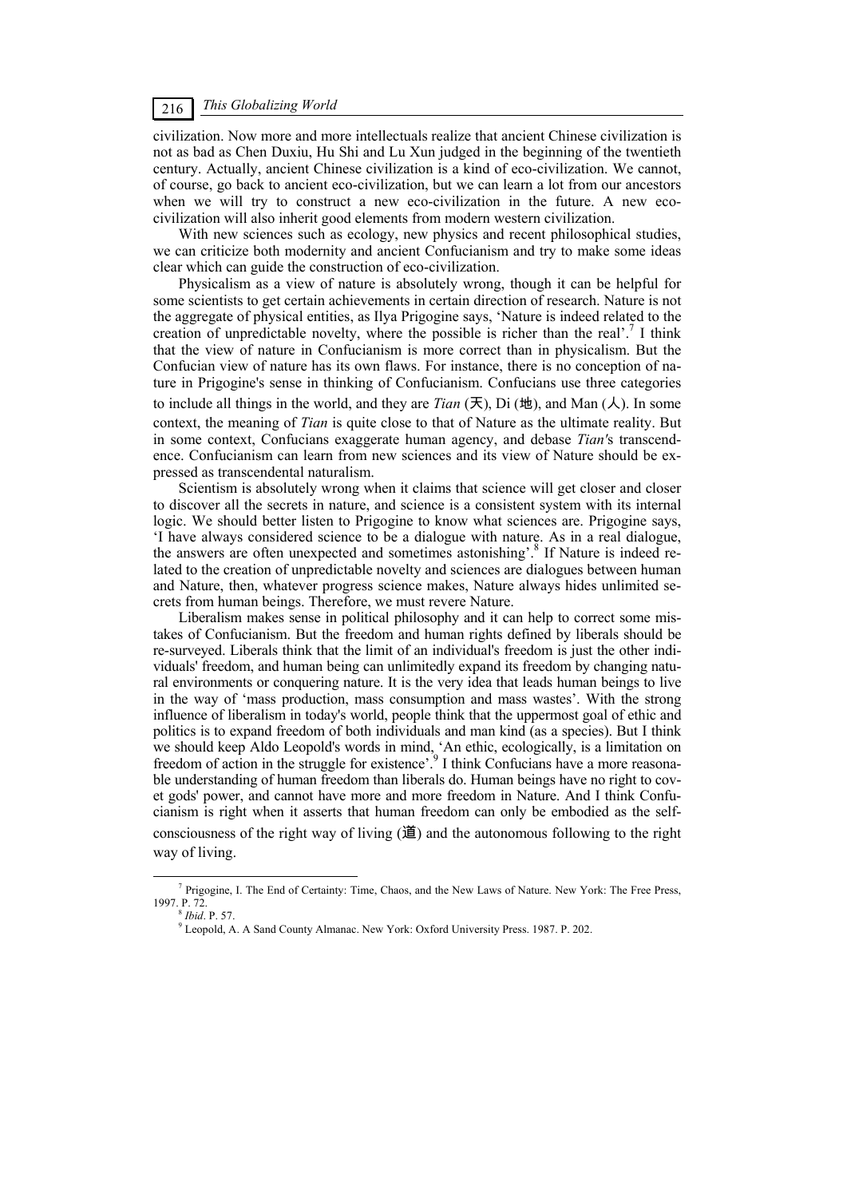civilization. Now more and more intellectuals realize that ancient Chinese civilization is not as bad as Chen Duxiu, Hu Shi and Lu Xun judged in the beginning of the twentieth century. Actually, ancient Chinese civilization is a kind of eco-civilization. We cannot, of course, go back to ancient eco-civilization, but we can learn a lot from our ancestors when we will try to construct a new eco-civilization in the future. A new eco-civilization will also inherit good elements from modern western civilization.

With new sciences such as ecology, new physics and recent philosophical studies, we can criticize both modernity and ancient Confucianism and try to make some ideas clear which can guide the construction of eco-civilization.

Physicalism as a view of nature is absolutely wrong, though it can be helpful for some scientists to get certain achievements in certain direction of research. Nature is not the aggregate of physical entities, as Ilya Prigogine says, 'Nature is indeed related to the creation of unpredictable novelty, where the possible is richer than the real'.[7] I think that the view of nature in Confucianism is more correct than in physicalism. But the Confucian view of nature has its own flaws. For instance, there is no conception of nature in Prigogine's sense in thinking of Confucianism. Confucians use three categories to include all things in the world, and they are *Tian* (天), Di (地), and Man (人). In some context, the meaning of *Tian* is quite close to that of Nature as the ultimate reality. But in some context, Confucians exaggerate human agency, and debase *Tian'*s transcendence. Confucianism can learn from new sciences and its view of Nature should be expressed as transcendental naturalism.

Scientism is absolutely wrong when it claims that science will get closer and closer to discover all the secrets in nature, and science is a consistent system with its internal logic. We should better listen to Prigogine to know what sciences are. Prigogine says, 'I have always considered science to be a dialogue with nature. As in a real dialogue, the answers are often unexpected and sometimes astonishing'.[8] If Nature is indeed related to the creation of unpredictable novelty and sciences are dialogues between human and Nature, then, whatever progress science makes, Nature always hides unlimited secrets from human beings. Therefore, we must revere Nature.

Liberalism makes sense in political philosophy and it can help to correct some mistakes of Confucianism. But the freedom and human rights defined by liberals should be re-surveyed. Liberals think that the limit of an individual's freedom is just the other individuals' freedom, and human being can unlimitedly expand its freedom by changing natural environments or conquering nature. It is the very idea that leads human beings to live in the way of 'mass production, mass consumption and mass wastes'. With the strong influence of liberalism in today's world, people think that the uppermost goal of ethic and politics is to expand freedom of both individuals and man kind (as a species). But I think we should keep Aldo Leopold's words in mind, 'An ethic, ecologically, is a limitation on freedom of action in the struggle for existence'.[9] I think Confucians have a more reasonable understanding of human freedom than liberals do. Human beings have no right to covet gods' power, and cannot have more and more freedom in Nature. And I think Confucianism is right when it asserts that human freedom can only be embodied as the self-consciousness of the right way of living (道) and the autonomous following to the right way of living.

---

[7] Prigogine, I. The End of Certainty: Time, Chaos, and the New Laws of Nature. New York: The Free Press, 1997. P. 72.

[8] *Ibid*. P. 57.

[9] Leopold, A. A Sand County Almanac. New York: Oxford University Press. 1987. P. 202.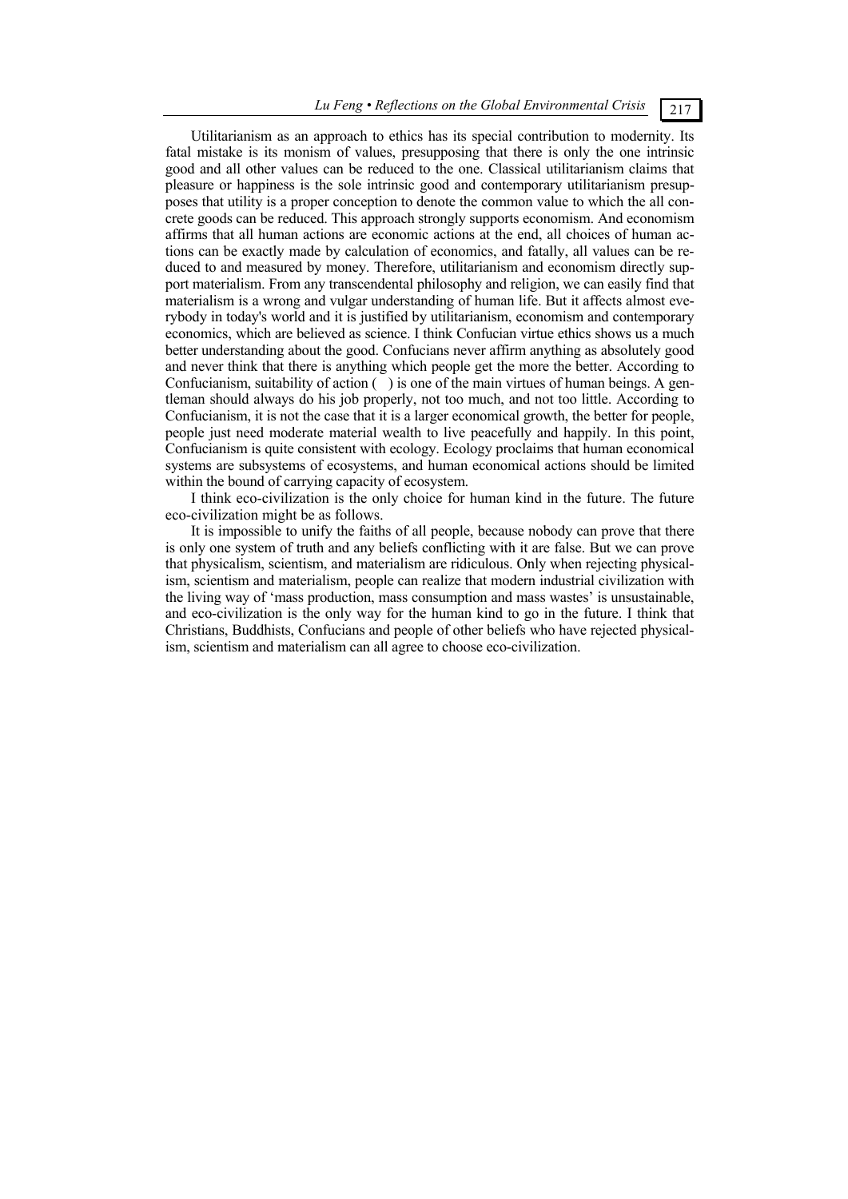Utilitarianism as an approach to ethics has its special contribution to modernity. Its fatal mistake is its monism of values, presupposing that there is only the one intrinsic good and all other values can be reduced to the one. Classical utilitarianism claims that pleasure or happiness is the sole intrinsic good and contemporary utilitarianism presupposes that utility is a proper conception to denote the common value to which the all concrete goods can be reduced. This approach strongly supports economism. And economism affirms that all human actions are economic actions at the end, all choices of human actions can be exactly made by calculation of economics, and fatally, all values can be reduced to and measured by money. Therefore, utilitarianism and economism directly support materialism. From any transcendental philosophy and religion, we can easily find that materialism is a wrong and vulgar understanding of human life. But it affects almost everybody in today's world and it is justified by utilitarianism, economism and contemporary economics, which are believed as science. I think Confucian virtue ethics shows us a much better understanding about the good. Confucians never affirm anything as absolutely good and never think that there is anything which people get the more the better. According to Confucianism, suitability of action ( ) is one of the main virtues of human beings. A gentleman should always do his job properly, not too much, and not too little. According to Confucianism, it is not the case that it is a larger economical growth, the better for people, people just need moderate material wealth to live peacefully and happily. In this point, Confucianism is quite consistent with ecology. Ecology proclaims that human economical systems are subsystems of ecosystems, and human economical actions should be limited within the bound of carrying capacity of ecosystem.

I think eco-civilization is the only choice for human kind in the future. The future eco-civilization might be as follows.

It is impossible to unify the faiths of all people, because nobody can prove that there is only one system of truth and any beliefs conflicting with it are false. But we can prove that physicalism, scientism, and materialism are ridiculous. Only when rejecting physicalism, scientism and materialism, people can realize that modern industrial civilization with the living way of 'mass production, mass consumption and mass wastes' is unsustainable, and eco-civilization is the only way for the human kind to go in the future. I think that Christians, Buddhists, Confucians and people of other beliefs who have rejected physicalism, scientism and materialism can all agree to choose eco-civilization.